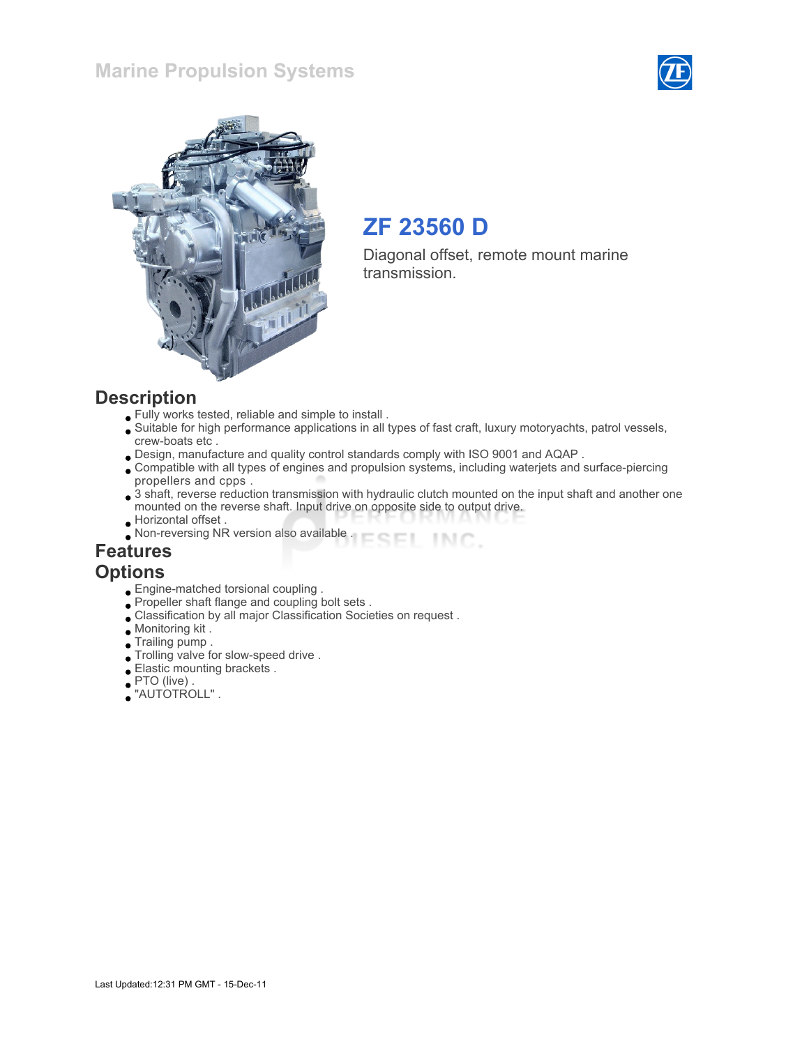# Marine Propulsion Systems

## ZF 23560 D

Diagonal offset, remote mount marine transmission.

## Description

- Fully works tested, reliable and simple to install .
- Suitable for high performance applications in all types of fast craft, luxury motoryachts, patrol vessels, crew-boats etc .
- Design, manufacture and quality control standards comply with ISO 9001 and AQAP .
- Compatible with all types of engines and propulsion systems, including waterjets and surface-piercing propellers and cpps .
- 3 shaft, reverse reduction transmission with hydraulic clutch mounted on the input shaft and another one mounted on the reverse shaft. Input drive on opposite side to output drive.
- Horizontal offset .
- Non-reversing NR version also available .

## Features

## Options

- Engine-matched torsional coupling .
- Propeller shaft flange and coupling bolt sets .
- Classification by all major Classification Societies on request .
- Monitoring kit .
- Trailing pump .
- Trolling valve for slow-speed drive .
- Elastic mounting brackets .
- PTO (live) .
- "AUTOTROLL" .

Last Updated:12:31 PM GMT - 15-Dec-11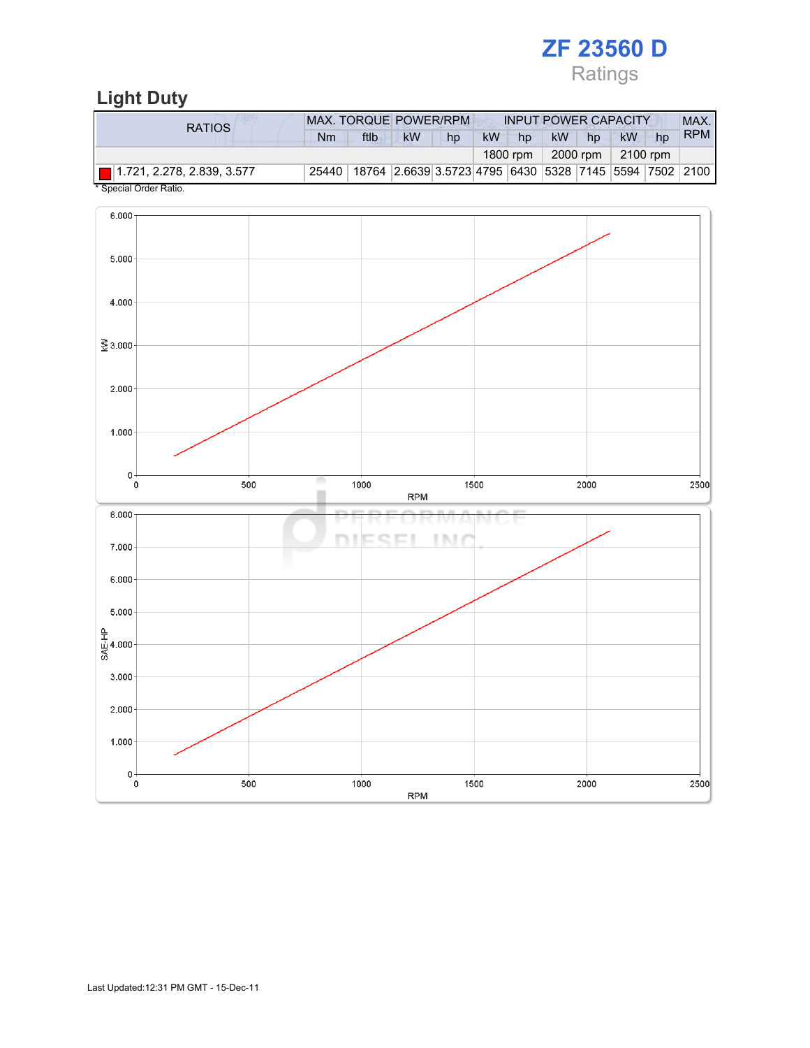# ZF 23560 D

Ratings

## Light Duty

| RATIOS | MAX. TORQUE | | POWER/RPM | | INPUT POWER CAPACITY | | | | | | MAX. RPM |
|---|---|---|---|---|---|---|---|---|---|---|---|
| | Nm | ftlb | kW | hp | kW | hp | kW | hp | kW | hp | |
| | | | | | 1800 rpm | | 2000 rpm | | 2100 rpm | | |
| 1.721, 2.278, 2.839, 3.577 | 25440 | 18764 | 2.6639 | 3.5723 | 4795 | 6430 | 5328 | 7145 | 5594 | 7502 | 2100 |

* Special Order Ratio.

Last Updated:12:31 PM GMT - 15-Dec-11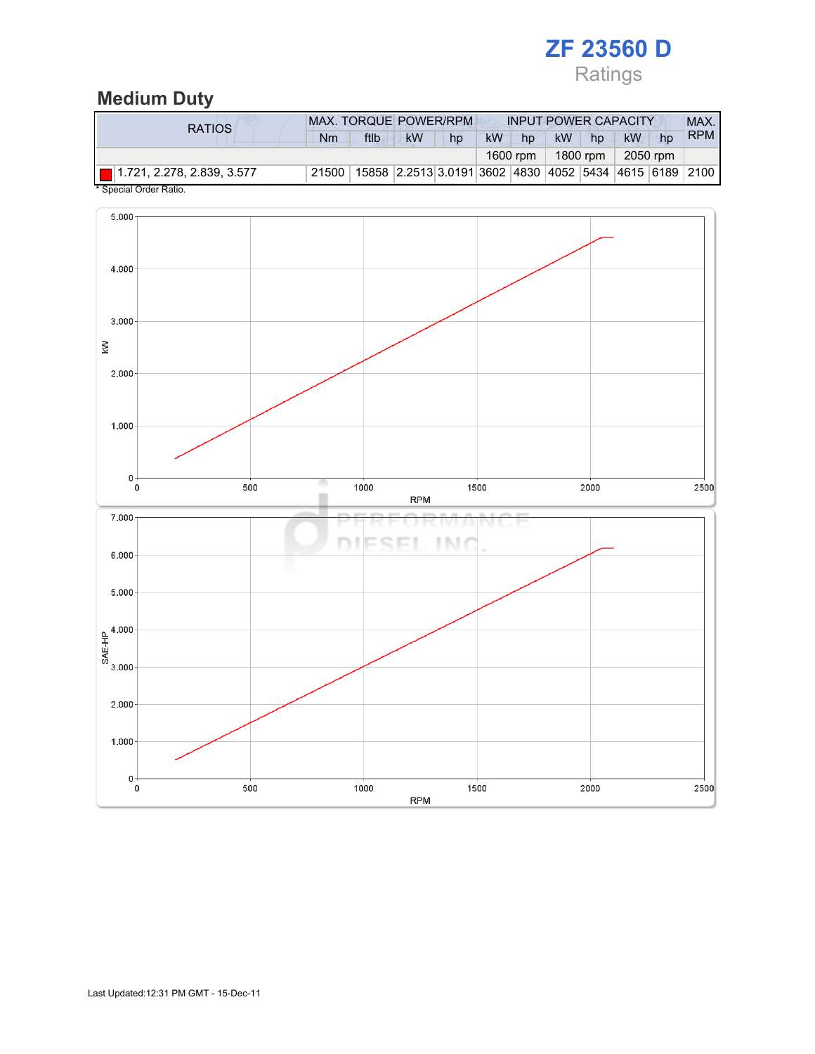# ZF 23560 D

Ratings

## Medium Duty

| RATIOS | MAX. TORQUE | | POWER/RPM | | INPUT POWER CAPACITY | | | | | | MAX. RPM |
|---|---|---|---|---|---|---|---|---|---|---|---|
| | Nm | ftlb | kW | hp | kW | hp | kW | hp | kW | hp | |
| | | | | | 1600 rpm | | 1800 rpm | | 2050 rpm | | |
| 1.721, 2.278, 2.839, 3.577 | 21500 | 15858 | 2.2513 | 3.0191 | 3602 | 4830 | 4052 | 5434 | 4615 | 6189 | 2100 |

* Special Order Ratio.

Last Updated:12:31 PM GMT - 15-Dec-11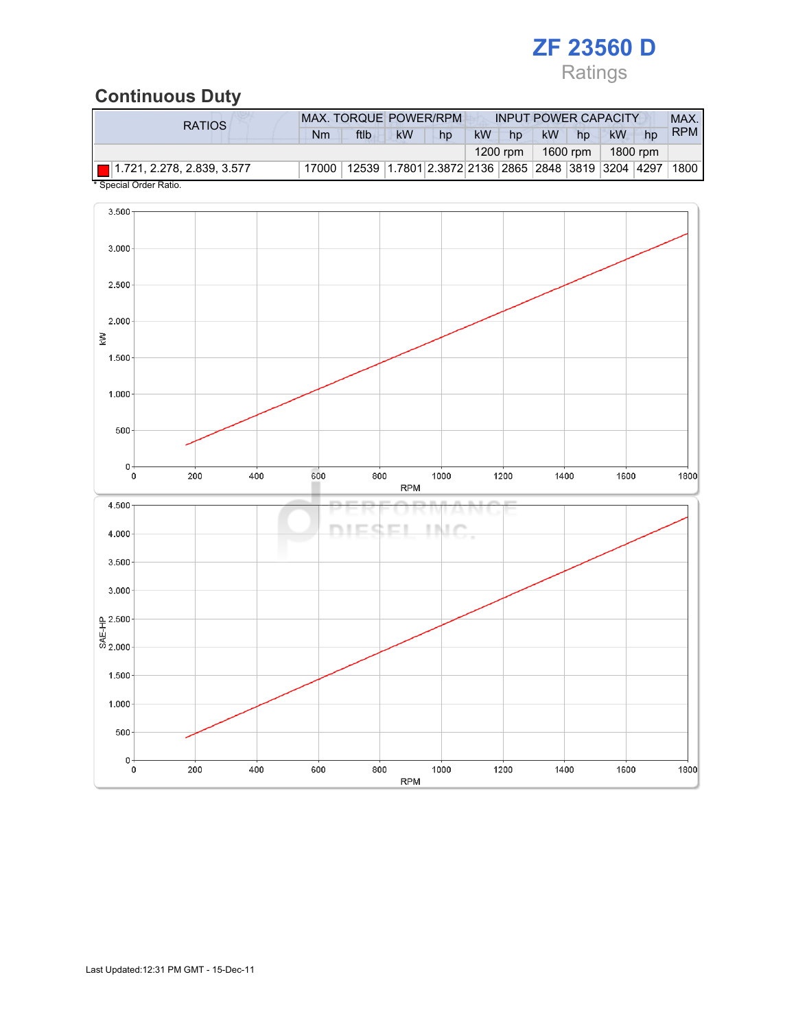# ZF 23560 D

Ratings

## Continuous Duty

| RATIOS | MAX. TORQUE | | POWER/RPM | | INPUT POWER CAPACITY | | | | | | MAX. RPM |
|---|---|---|---|---|---|---|---|---|---|---|---|
| | Nm | ftlb | kW | hp | kW | hp | kW | hp | kW | hp | |
| | | | | | 1200 rpm | | 1600 rpm | | 1800 rpm | | |
| 1.721, 2.278, 2.839, 3.577 | 17000 | 12539 | 1.7801 | 2.3872 | 2136 | 2865 | 2848 | 3819 | 3204 | 4297 | 1800 |

* Special Order Ratio.

Last Updated:12:31 PM GMT - 15-Dec-11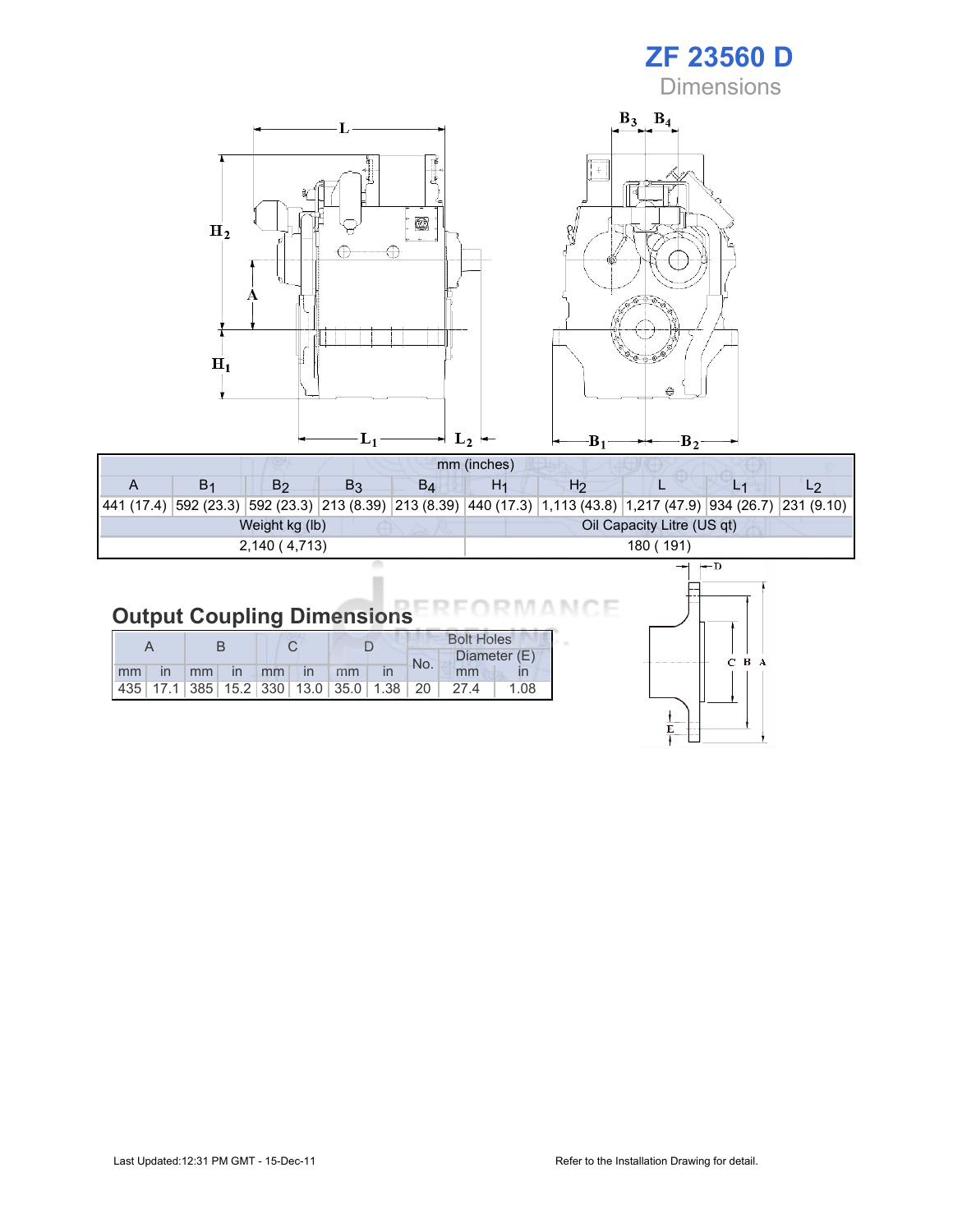# ZF 23560 D

Dimensions

| mm (inches) | | | | | | | | | |
|---|---|---|---|---|---|---|---|---|---|
| A | $B_1$ | $B_2$ | $B_3$ | $B_4$ | $H_1$ | $H_2$ | L | $L_1$ | $L_2$ |
| 441 (17.4) | 592 (23.3) | 592 (23.3) | 213 (8.39) | 213 (8.39) | 440 (17.3) | 1,113 (43.8) | 1,217 (47.9) | 934 (26.7) | 231 (9.10) |

| Weight kg (lb) | Oil Capacity Litre (US qt) |
|---|---|
| 2,140 ( 4,713) | 180 ( 191) |

## Output Coupling Dimensions

| A | | B | | C | | D | | Bolt Holes | | |
|---|---|---|---|---|---|---|---|---|---|---|
| | | | | | | | | No. | Diameter (E) | |
| mm | in | mm | in | mm | in | mm | in | | mm | in |
| 435 | 17.1 | 385 | 15.2 | 330 | 13.0 | 35.0 | 1.38 | 20 | 27.4 | 1.08 |

Last Updated:12:31 PM GMT - 15-Dec-11

Refer to the Installation Drawing for detail.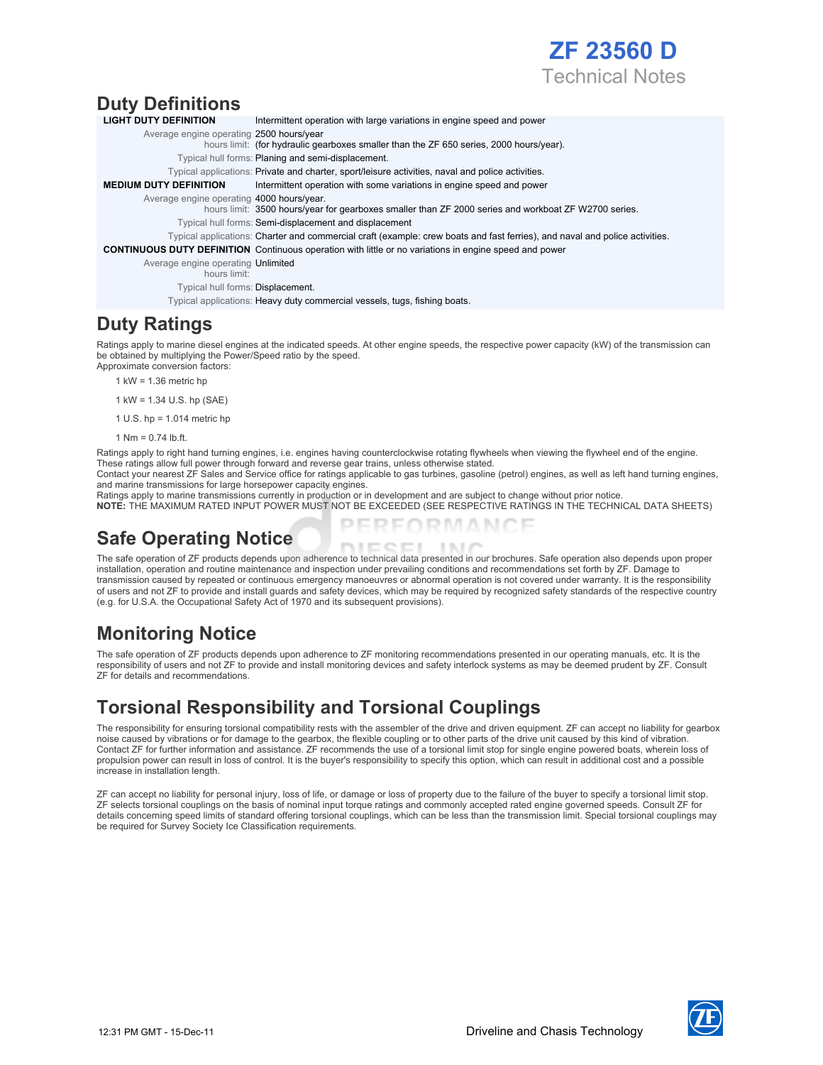# ZF 23560 D

## Technical Notes

## Duty Definitions

| | |
|---|---|
| **LIGHT DUTY DEFINITION** | Intermittent operation with large variations in engine speed and power |
| Average engine operating hours limit: | 2500 hours/year (for hydraulic gearboxes smaller than the ZF 650 series, 2000 hours/year). |
| Typical hull forms: | Planing and semi-displacement. |
| Typical applications: | Private and charter, sport/leisure activities, naval and police activities. |
| **MEDIUM DUTY DEFINITION** | Intermittent operation with some variations in engine speed and power |
| Average engine operating hours limit: | 4000 hours/year. 3500 hours/year for gearboxes smaller than ZF 2000 series and workboat ZF W2700 series. |
| Typical hull forms: | Semi-displacement and displacement |
| Typical applications: | Charter and commercial craft (example: crew boats and fast ferries), and naval and police activities. |
| **CONTINUOUS DUTY DEFINITION** | Continuous operation with little or no variations in engine speed and power |
| Average engine operating hours limit: | Unlimited |
| Typical hull forms: | Displacement. |
| Typical applications: | Heavy duty commercial vessels, tugs, fishing boats. |

## Duty Ratings

Ratings apply to marine diesel engines at the indicated speeds. At other engine speeds, the respective power capacity (kW) of the transmission can be obtained by multiplying the Power/Speed ratio by the speed.
Approximate conversion factors:

1 kW = 1.36 metric hp

1 kW = 1.34 U.S. hp (SAE)

1 U.S. hp = 1.014 metric hp

1 Nm = 0.74 lb.ft.

Ratings apply to right hand turning engines, i.e. engines having counterclockwise rotating flywheels when viewing the flywheel end of the engine. These ratings allow full power through forward and reverse gear trains, unless otherwise stated.
Contact your nearest ZF Sales and Service office for ratings applicable to gas turbines, gasoline (petrol) engines, as well as left hand turning engines, and marine transmissions for large horsepower capacity engines.
Ratings apply to marine transmissions currently in production or in development and are subject to change without prior notice.
**NOTE:** THE MAXIMUM RATED INPUT POWER MUST NOT BE EXCEEDED (SEE RESPECTIVE RATINGS IN THE TECHNICAL DATA SHEETS)

## Safe Operating Notice

The safe operation of ZF products depends upon adherence to technical data presented in our brochures. Safe operation also depends upon proper installation, operation and routine maintenance and inspection under prevailing conditions and recommendations set forth by ZF. Damage to transmission caused by repeated or continuous emergency manoeuvres or abnormal operation is not covered under warranty. It is the responsibility of users and not ZF to provide and install guards and safety devices, which may be required by recognized safety standards of the respective country (e.g. for U.S.A. the Occupational Safety Act of 1970 and its subsequent provisions).

## Monitoring Notice

The safe operation of ZF products depends upon adherence to ZF monitoring recommendations presented in our operating manuals, etc. It is the responsibility of users and not ZF to provide and install monitoring devices and safety interlock systems as may be deemed prudent by ZF. Consult ZF for details and recommendations.

## Torsional Responsibility and Torsional Couplings

The responsibility for ensuring torsional compatibility rests with the assembler of the drive and driven equipment. ZF can accept no liability for gearbox noise caused by vibrations or for damage to the gearbox, the flexible coupling or to other parts of the drive unit caused by this kind of vibration. Contact ZF for further information and assistance. ZF recommends the use of a torsional limit stop for single engine powered boats, wherein loss of propulsion power can result in loss of control. It is the buyer's responsibility to specify this option, which can result in additional cost and a possible increase in installation length.

ZF can accept no liability for personal injury, loss of life, or damage or loss of property due to the failure of the buyer to specify a torsional limit stop. ZF selects torsional couplings on the basis of nominal input torque ratings and commonly accepted rated engine governed speeds. Consult ZF for details concerning speed limits of standard offering torsional couplings, which can be less than the transmission limit. Special torsional couplings may be required for Survey Society Ice Classification requirements.